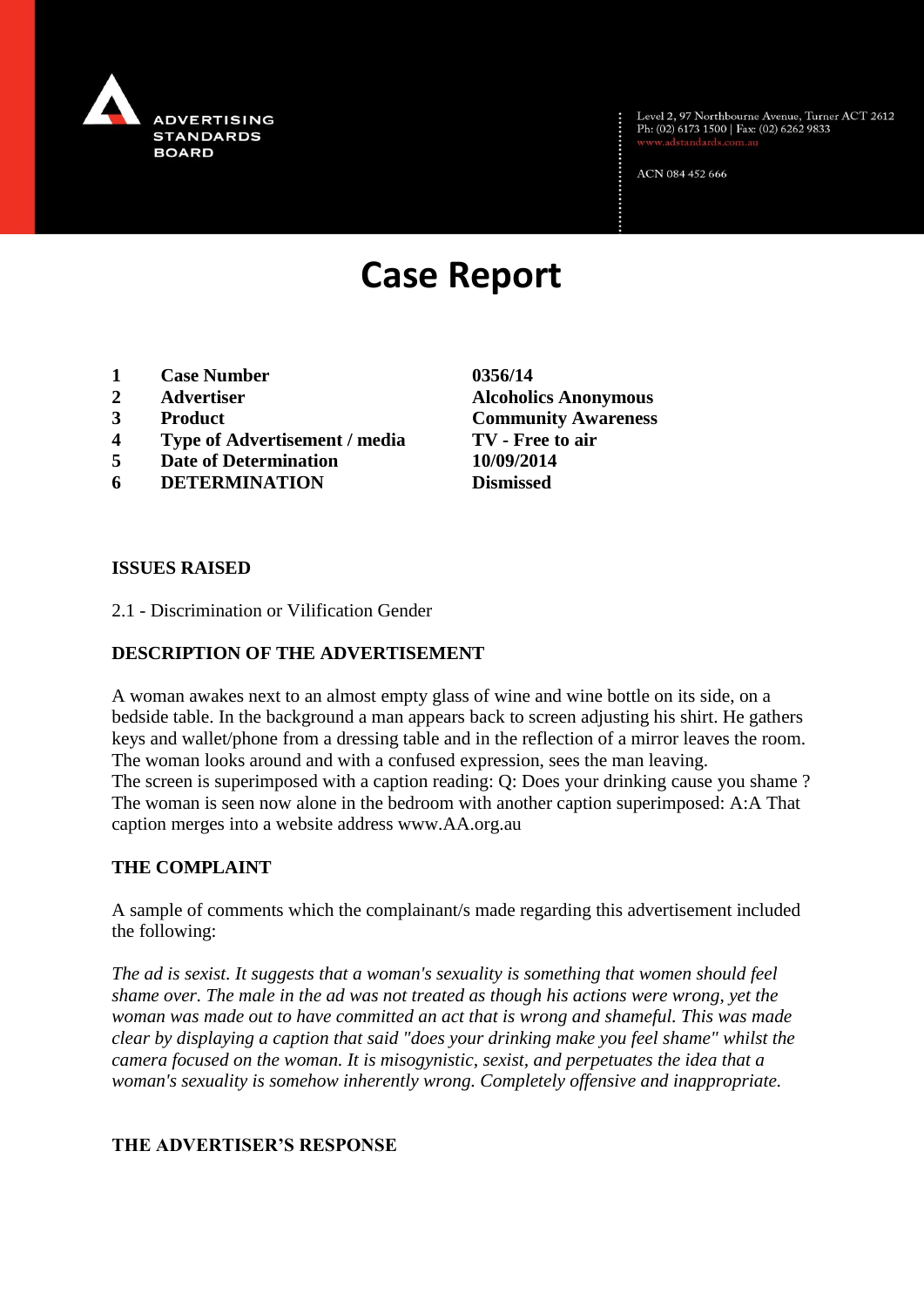ADVERTISING STANDARDS BOARD

Level 2, 97 Northbourne Avenue, Turner ACT 2612
Ph: (02) 6173 1500 | Fax: (02) 6262 9833
www.adstandards.com.au

ACN 084 452 666

# Case Report

| | | |
|---|---|---|
| **1** | **Case Number** | **0356/14** |
| **2** | **Advertiser** | **Alcoholics Anonymous** |
| **3** | **Product** | **Community Awareness** |
| **4** | **Type of Advertisement / media** | **TV - Free to air** |
| **5** | **Date of Determination** | **10/09/2014** |
| **6** | **DETERMINATION** | **Dismissed** |

## ISSUES RAISED

2.1 - Discrimination or Vilification Gender

## DESCRIPTION OF THE ADVERTISEMENT

A woman awakes next to an almost empty glass of wine and wine bottle on its side, on a bedside table. In the background a man appears back to screen adjusting his shirt. He gathers keys and wallet/phone from a dressing table and in the reflection of a mirror leaves the room. The woman looks around and with a confused expression, sees the man leaving.
The screen is superimposed with a caption reading: Q: Does your drinking cause you shame ?
The woman is seen now alone in the bedroom with another caption superimposed: A:A That caption merges into a website address www.AA.org.au

## THE COMPLAINT

A sample of comments which the complainant/s made regarding this advertisement included the following:

*The ad is sexist. It suggests that a woman's sexuality is something that women should feel shame over. The male in the ad was not treated as though his actions were wrong, yet the woman was made out to have committed an act that is wrong and shameful. This was made clear by displaying a caption that said "does your drinking make you feel shame" whilst the camera focused on the woman. It is misogynistic, sexist, and perpetuates the idea that a woman's sexuality is somehow inherently wrong. Completely offensive and inappropriate.*

## THE ADVERTISER'S RESPONSE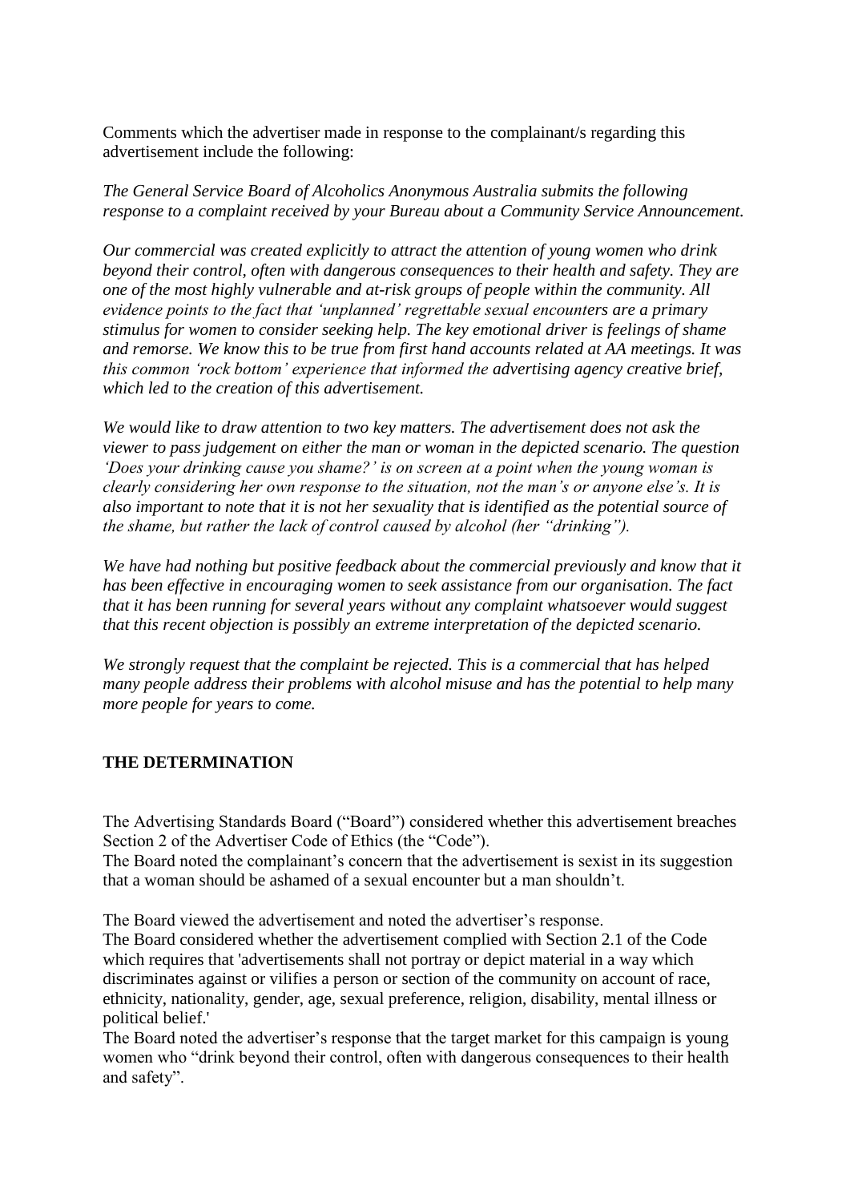Comments which the advertiser made in response to the complainant/s regarding this advertisement include the following:

*The General Service Board of Alcoholics Anonymous Australia submits the following response to a complaint received by your Bureau about a Community Service Announcement.*

*Our commercial was created explicitly to attract the attention of young women who drink beyond their control, often with dangerous consequences to their health and safety. They are one of the most highly vulnerable and at-risk groups of people within the community. All evidence points to the fact that 'unplanned' regrettable sexual encounters are a primary stimulus for women to consider seeking help. The key emotional driver is feelings of shame and remorse. We know this to be true from first hand accounts related at AA meetings. It was this common 'rock bottom' experience that informed the advertising agency creative brief, which led to the creation of this advertisement.*

*We would like to draw attention to two key matters. The advertisement does not ask the viewer to pass judgement on either the man or woman in the depicted scenario. The question 'Does your drinking cause you shame?' is on screen at a point when the young woman is clearly considering her own response to the situation, not the man's or anyone else's. It is also important to note that it is not her sexuality that is identified as the potential source of the shame, but rather the lack of control caused by alcohol (her "drinking").*

*We have had nothing but positive feedback about the commercial previously and know that it has been effective in encouraging women to seek assistance from our organisation. The fact that it has been running for several years without any complaint whatsoever would suggest that this recent objection is possibly an extreme interpretation of the depicted scenario.*

*We strongly request that the complaint be rejected. This is a commercial that has helped many people address their problems with alcohol misuse and has the potential to help many more people for years to come.*

## THE DETERMINATION

The Advertising Standards Board ("Board") considered whether this advertisement breaches Section 2 of the Advertiser Code of Ethics (the "Code").

The Board noted the complainant's concern that the advertisement is sexist in its suggestion that a woman should be ashamed of a sexual encounter but a man shouldn't.

The Board viewed the advertisement and noted the advertiser's response.

The Board considered whether the advertisement complied with Section 2.1 of the Code which requires that 'advertisements shall not portray or depict material in a way which discriminates against or vilifies a person or section of the community on account of race, ethnicity, nationality, gender, age, sexual preference, religion, disability, mental illness or political belief.'

The Board noted the advertiser's response that the target market for this campaign is young women who "drink beyond their control, often with dangerous consequences to their health and safety".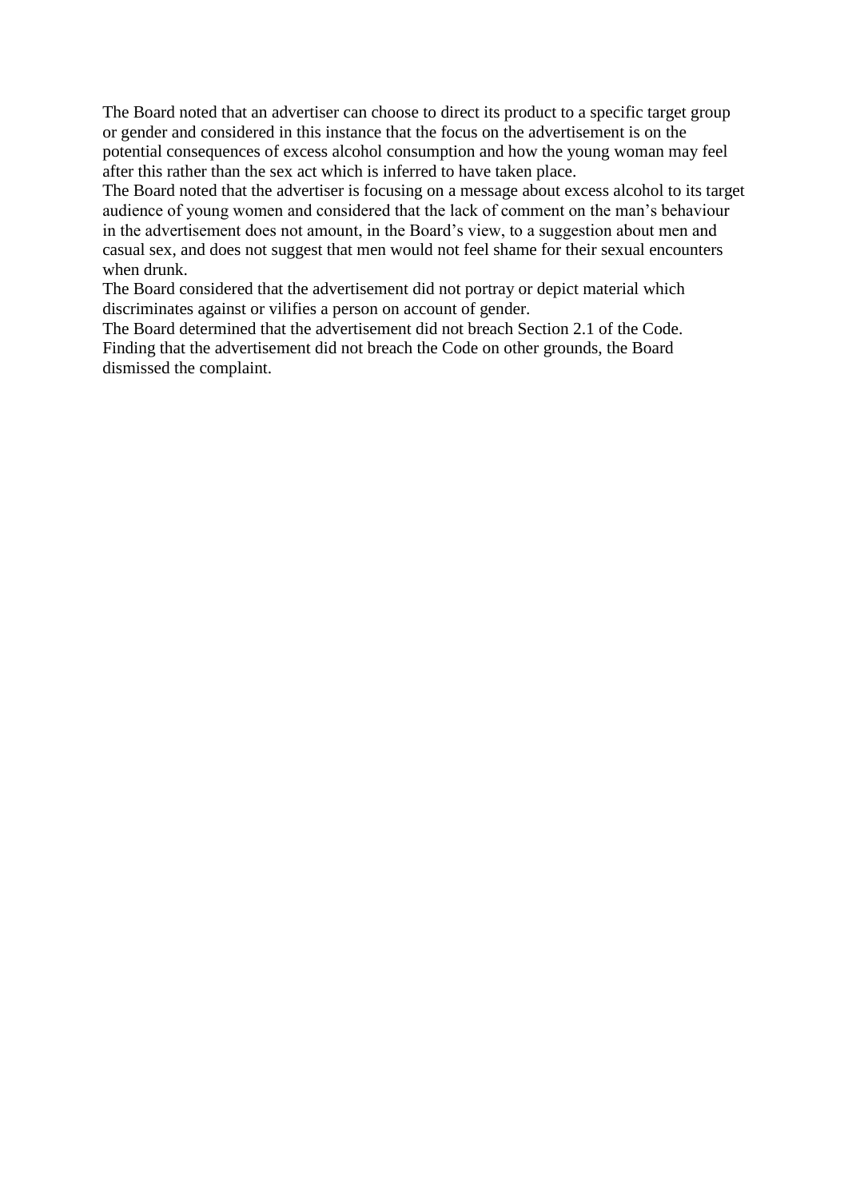The Board noted that an advertiser can choose to direct its product to a specific target group or gender and considered in this instance that the focus on the advertisement is on the potential consequences of excess alcohol consumption and how the young woman may feel after this rather than the sex act which is inferred to have taken place.

The Board noted that the advertiser is focusing on a message about excess alcohol to its target audience of young women and considered that the lack of comment on the man's behaviour in the advertisement does not amount, in the Board's view, to a suggestion about men and casual sex, and does not suggest that men would not feel shame for their sexual encounters when drunk.

The Board considered that the advertisement did not portray or depict material which discriminates against or vilifies a person on account of gender.

The Board determined that the advertisement did not breach Section 2.1 of the Code.

Finding that the advertisement did not breach the Code on other grounds, the Board dismissed the complaint.